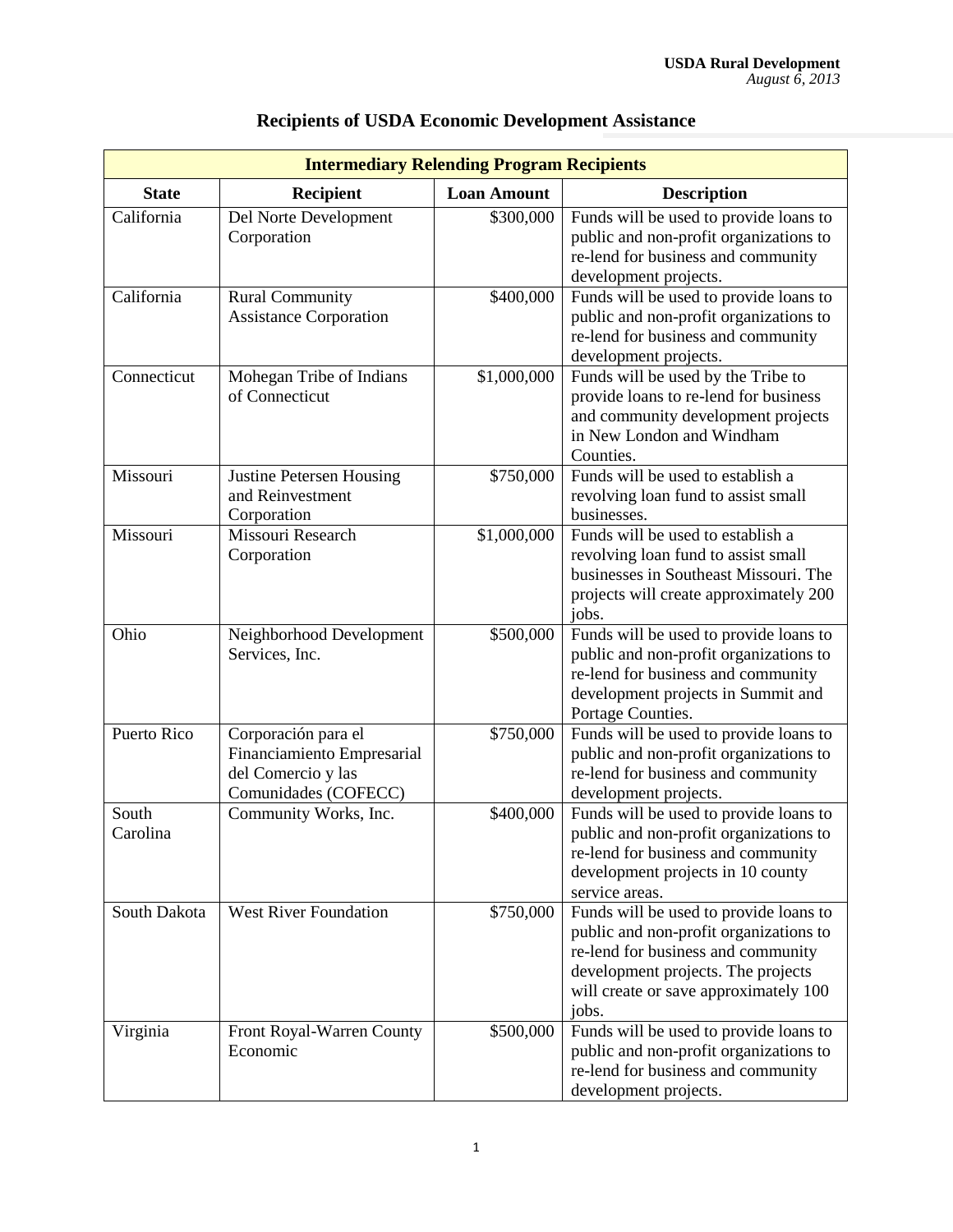# Recipients of USDA Economic Development Assistance

| Intermediary Relending Program Recipients | | | |
|---|---|---|---|
| **State** | **Recipient** | **Loan Amount** | **Description** |
| California | Del Norte Development Corporation | $300,000 | Funds will be used to provide loans to public and non-profit organizations to re-lend for business and community development projects. |
| California | Rural Community Assistance Corporation | $400,000 | Funds will be used to provide loans to public and non-profit organizations to re-lend for business and community development projects. |
| Connecticut | Mohegan Tribe of Indians of Connecticut | $1,000,000 | Funds will be used by the Tribe to provide loans to re-lend for business and community development projects in New London and Windham Counties. |
| Missouri | Justine Petersen Housing and Reinvestment Corporation | $750,000 | Funds will be used to establish a revolving loan fund to assist small businesses. |
| Missouri | Missouri Research Corporation | $1,000,000 | Funds will be used to establish a revolving loan fund to assist small businesses in Southeast Missouri. The projects will create approximately 200 jobs. |
| Ohio | Neighborhood Development Services, Inc. | $500,000 | Funds will be used to provide loans to public and non-profit organizations to re-lend for business and community development projects in Summit and Portage Counties. |
| Puerto Rico | Corporación para el Financiamiento Empresarial del Comercio y las Comunidades (COFECC) | $750,000 | Funds will be used to provide loans to public and non-profit organizations to re-lend for business and community development projects. |
| South Carolina | Community Works, Inc. | $400,000 | Funds will be used to provide loans to public and non-profit organizations to re-lend for business and community development projects in 10 county service areas. |
| South Dakota | West River Foundation | $750,000 | Funds will be used to provide loans to public and non-profit organizations to re-lend for business and community development projects. The projects will create or save approximately 100 jobs. |
| Virginia | Front Royal-Warren County Economic | $500,000 | Funds will be used to provide loans to public and non-profit organizations to re-lend for business and community development projects. |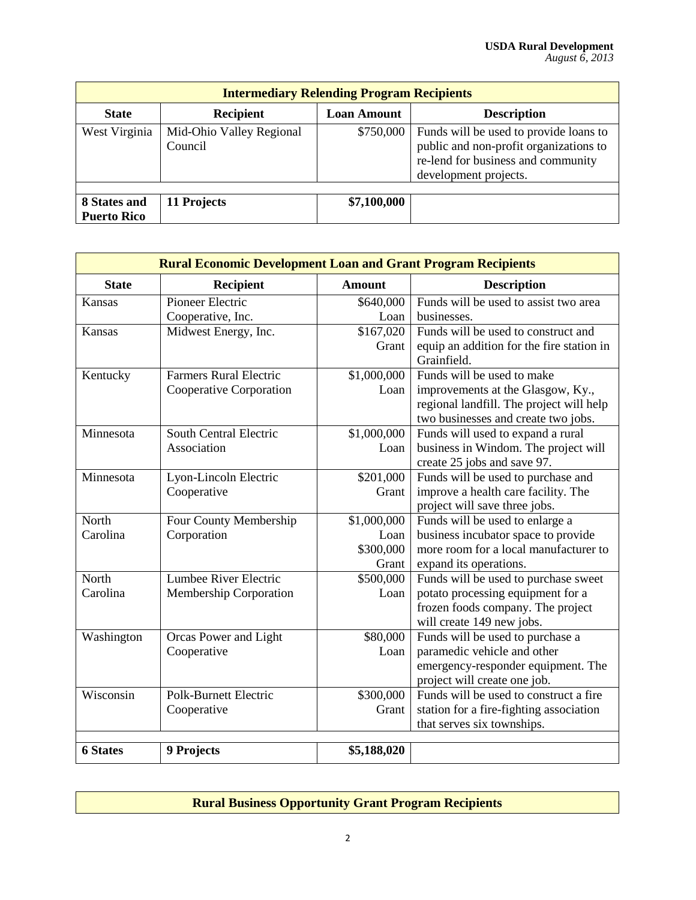| Intermediary Relending Program Recipients | | | |
|---|---|---|---|
| **State** | **Recipient** | **Loan Amount** | **Description** |
| West Virginia | Mid-Ohio Valley Regional Council | $750,000 | Funds will be used to provide loans to public and non-profit organizations to re-lend for business and community development projects. |
| | | | |
| **8 States and Puerto Rico** | **11 Projects** | **$7,100,000** | |

| Rural Economic Development Loan and Grant Program Recipients | | | |
|---|---|---|---|
| **State** | **Recipient** | **Amount** | **Description** |
| Kansas | Pioneer Electric Cooperative, Inc. | $640,000 Loan | Funds will be used to assist two area businesses. |
| Kansas | Midwest Energy, Inc. | $167,020 Grant | Funds will be used to construct and equip an addition for the fire station in Grainfield. |
| Kentucky | Farmers Rural Electric Cooperative Corporation | $1,000,000 Loan | Funds will be used to make improvements at the Glasgow, Ky., regional landfill. The project will help two businesses and create two jobs. |
| Minnesota | South Central Electric Association | $1,000,000 Loan | Funds will used to expand a rural business in Windom. The project will create 25 jobs and save 97. |
| Minnesota | Lyon-Lincoln Electric Cooperative | $201,000 Grant | Funds will be used to purchase and improve a health care facility. The project will save three jobs. |
| North Carolina | Four County Membership Corporation | $1,000,000 Loan $300,000 Grant | Funds will be used to enlarge a business incubator space to provide more room for a local manufacturer to expand its operations. |
| North Carolina | Lumbee River Electric Membership Corporation | $500,000 Loan | Funds will be used to purchase sweet potato processing equipment for a frozen foods company. The project will create 149 new jobs. |
| Washington | Orcas Power and Light Cooperative | $80,000 Loan | Funds will be used to purchase a paramedic vehicle and other emergency-responder equipment. The project will create one job. |
| Wisconsin | Polk-Burnett Electric Cooperative | $300,000 Grant | Funds will be used to construct a fire station for a fire-fighting association that serves six townships. |
| | | | |
| **6 States** | **9 Projects** | **$5,188,020** | |

| Rural Business Opportunity Grant Program Recipients |
|---|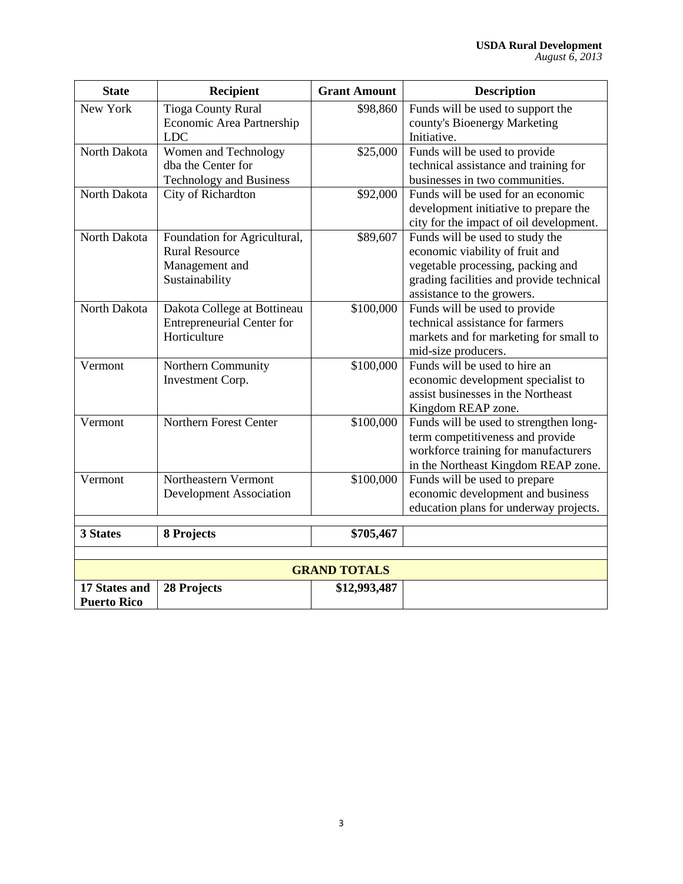| State | Recipient | Grant Amount | Description |
|---|---|---|---|
| New York | Tioga County Rural Economic Area Partnership LDC | \$98,860 | Funds will be used to support the county's Bioenergy Marketing Initiative. |
| North Dakota | Women and Technology dba the Center for Technology and Business | \$25,000 | Funds will be used to provide technical assistance and training for businesses in two communities. |
| North Dakota | City of Richardton | \$92,000 | Funds will be used for an economic development initiative to prepare the city for the impact of oil development. |
| North Dakota | Foundation for Agricultural, Rural Resource Management and Sustainability | \$89,607 | Funds will be used to study the economic viability of fruit and vegetable processing, packing and grading facilities and provide technical assistance to the growers. |
| North Dakota | Dakota College at Bottineau Entrepreneurial Center for Horticulture | \$100,000 | Funds will be used to provide technical assistance for farmers markets and for marketing for small to mid-size producers. |
| Vermont | Northern Community Investment Corp. | \$100,000 | Funds will be used to hire an economic development specialist to assist businesses in the Northeast Kingdom REAP zone. |
| Vermont | Northern Forest Center | \$100,000 | Funds will be used to strengthen long-term competitiveness and provide workforce training for manufacturers in the Northeast Kingdom REAP zone. |
| Vermont | Northeastern Vermont Development Association | \$100,000 | Funds will be used to prepare economic development and business education plans for underway projects. |
| **3 States** | **8 Projects** | **\$705,467** | |
| | | | |
| | | **GRAND TOTALS** | |
| **17 States and Puerto Rico** | **28 Projects** | **\$12,993,487** | |